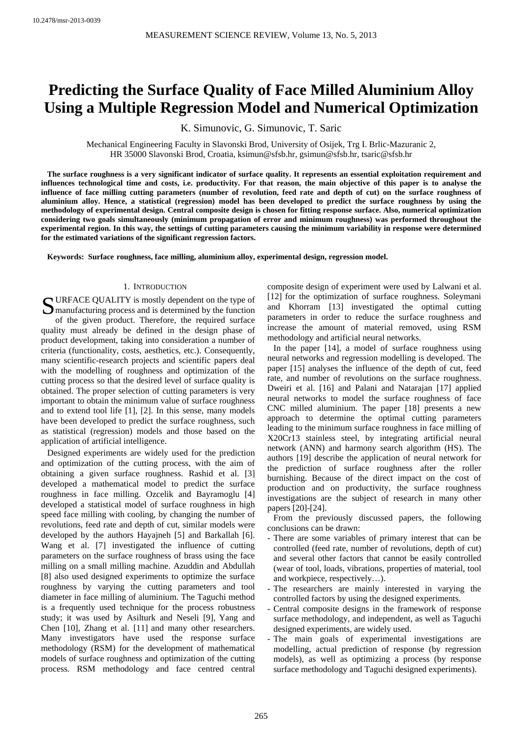10.2478/msr-2013-0039

# Predicting the Surface Quality of Face Milled Aluminium Alloy Using a Multiple Regression Model and Numerical Optimization

K. Simunovic, G. Simunovic, T. Saric

Mechanical Engineering Faculty in Slavonski Brod, University of Osijek, Trg I. Brlic-Mazuranic 2, HR 35000 Slavonski Brod, Croatia, ksimun@sfsb.hr, gsimun@sfsb.hr, tsaric@sfsb.hr

**The surface roughness is a very significant indicator of surface quality. It represents an essential exploitation requirement and influences technological time and costs, i.e. productivity. For that reason, the main objective of this paper is to analyse the influence of face milling cutting parameters (number of revolution, feed rate and depth of cut) on the surface roughness of aluminium alloy. Hence, a statistical (regression) model has been developed to predict the surface roughness by using the methodology of experimental design. Central composite design is chosen for fitting response surface. Also, numerical optimization considering two goals simultaneously (minimum propagation of error and minimum roughness) was performed throughout the experimental region. In this way, the settings of cutting parameters causing the minimum variability in response were determined for the estimated variations of the significant regression factors.**

**Keywords: Surface roughness, face milling, aluminium alloy, experimental design, regression model.**

## 1. Introduction

SURFACE QUALITY is mostly dependent on the type of manufacturing process and is determined by the function of the given product. Therefore, the required surface quality must already be defined in the design phase of product development, taking into consideration a number of criteria (functionality, costs, aesthetics, etc.). Consequently, many scientific-research projects and scientific papers deal with the modelling of roughness and optimization of the cutting process so that the desired level of surface quality is obtained. The proper selection of cutting parameters is very important to obtain the minimum value of surface roughness and to extend tool life [1], [2]. In this sense, many models have been developed to predict the surface roughness, such as statistical (regression) models and those based on the application of artificial intelligence.

Designed experiments are widely used for the prediction and optimization of the cutting process, with the aim of obtaining a given surface roughness. Rashid et al. [3] developed a mathematical model to predict the surface roughness in face milling. Ozcelik and Bayramoglu [4] developed a statistical model of surface roughness in high speed face milling with cooling, by changing the number of revolutions, feed rate and depth of cut, similar models were developed by the authors Hayajneh [5] and Barkallah [6]. Wang et al. [7] investigated the influence of cutting parameters on the surface roughness of brass using the face milling on a small milling machine. Azuddin and Abdullah [8] also used designed experiments to optimize the surface roughness by varying the cutting parameters and tool diameter in face milling of aluminium. The Taguchi method is a frequently used technique for the process robustness study; it was used by Asilturk and Neseli [9], Yang and Chen [10], Zhang et al. [11] and many other researchers. Many investigators have used the response surface methodology (RSM) for the development of mathematical models of surface roughness and optimization of the cutting process. RSM methodology and face centred central composite design of experiment were used by Lalwani et al. [12] for the optimization of surface roughness. Soleymani and Khorram [13] investigated the optimal cutting parameters in order to reduce the surface roughness and increase the amount of material removed, using RSM methodology and artificial neural networks.

In the paper [14], a model of surface roughness using neural networks and regression modelling is developed. The paper [15] analyses the influence of the depth of cut, feed rate, and number of revolutions on the surface roughness. Dweiri et al. [16] and Palani and Natarajan [17] applied neural networks to model the surface roughness of face CNC milled aluminium. The paper [18] presents a new approach to determine the optimal cutting parameters leading to the minimum surface roughness in face milling of X20Cr13 stainless steel, by integrating artificial neural network (ANN) and harmony search algorithm (HS). The authors [19] describe the application of neural network for the prediction of surface roughness after the roller burnishing. Because of the direct impact on the cost of production and on productivity, the surface roughness investigations are the subject of research in many other papers [20]-[24].

From the previously discussed papers, the following conclusions can be drawn:

- There are some variables of primary interest that can be controlled (feed rate, number of revolutions, depth of cut) and several other factors that cannot be easily controlled (wear of tool, loads, vibrations, properties of material, tool and workpiece, respectively…).
- The researchers are mainly interested in varying the controlled factors by using the designed experiments.
- Central composite designs in the framework of response surface methodology, and independent, as well as Taguchi designed experiments, are widely used.
- The main goals of experimental investigations are modelling, actual prediction of response (by regression models), as well as optimizing a process (by response surface methodology and Taguchi designed experiments).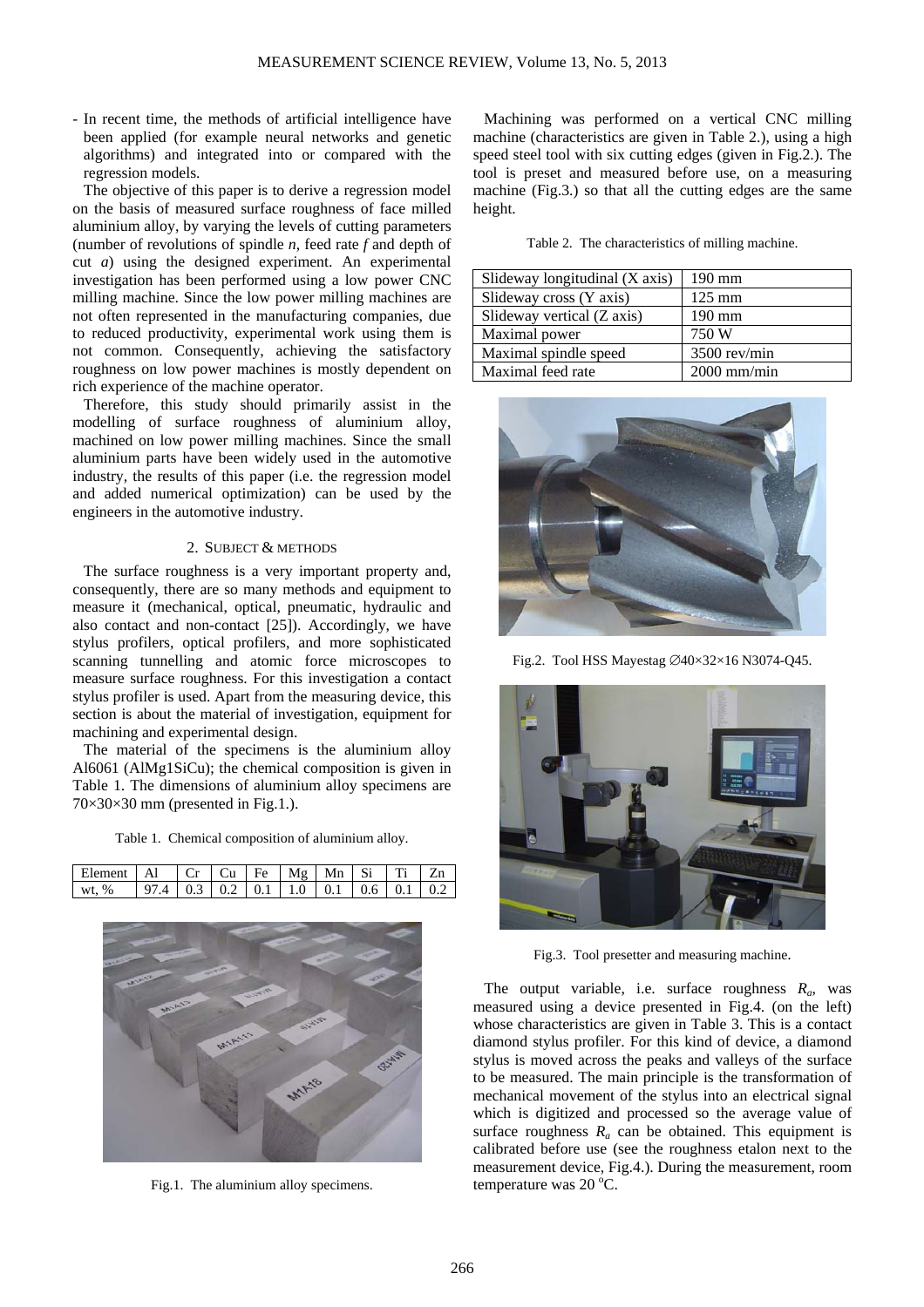- In recent time, the methods of artificial intelligence have been applied (for example neural networks and genetic algorithms) and integrated into or compared with the regression models.

The objective of this paper is to derive a regression model on the basis of measured surface roughness of face milled aluminium alloy, by varying the levels of cutting parameters (number of revolutions of spindle *n*, feed rate *f* and depth of cut *a*) using the designed experiment. An experimental investigation has been performed using a low power CNC milling machine. Since the low power milling machines are not often represented in the manufacturing companies, due to reduced productivity, experimental work using them is not common. Consequently, achieving the satisfactory roughness on low power machines is mostly dependent on rich experience of the machine operator.

Therefore, this study should primarily assist in the modelling of surface roughness of aluminium alloy, machined on low power milling machines. Since the small aluminium parts have been widely used in the automotive industry, the results of this paper (i.e. the regression model and added numerical optimization) can be used by the engineers in the automotive industry.

## 2. SUBJECT & METHODS

The surface roughness is a very important property and, consequently, there are so many methods and equipment to measure it (mechanical, optical, pneumatic, hydraulic and also contact and non-contact [25]). Accordingly, we have stylus profilers, optical profilers, and more sophisticated scanning tunnelling and atomic force microscopes to measure surface roughness. For this investigation a contact stylus profiler is used. Apart from the measuring device, this section is about the material of investigation, equipment for machining and experimental design.

The material of the specimens is the aluminium alloy Al6061 (AlMg1SiCu); the chemical composition is given in Table 1. The dimensions of aluminium alloy specimens are 70×30×30 mm (presented in Fig.1.).

Table 1. Chemical composition of aluminium alloy.

| Element | Al | Cr | Cu | Fe | Mg | Mn | Si | Ti | Zn |
|---|---|---|---|---|---|---|---|---|---|
| wt, % | 97.4 | 0.3 | 0.2 | 0.1 | 1.0 | 0.1 | 0.6 | 0.1 | 0.2 |

Fig.1. The aluminium alloy specimens.

Machining was performed on a vertical CNC milling machine (characteristics are given in Table 2.), using a high speed steel tool with six cutting edges (given in Fig.2.). The tool is preset and measured before use, on a measuring machine (Fig.3.) so that all the cutting edges are the same height.

Table 2. The characteristics of milling machine.

| | |
|---|---|
| Slideway longitudinal (X axis) | 190 mm |
| Slideway cross (Y axis) | 125 mm |
| Slideway vertical (Z axis) | 190 mm |
| Maximal power | 750 W |
| Maximal spindle speed | 3500 rev/min |
| Maximal feed rate | 2000 mm/min |

Fig.2. Tool HSS Mayestag ∅40×32×16 N3074-Q45.

Fig.3. Tool presetter and measuring machine.

The output variable, i.e. surface roughness $R_a$, was measured using a device presented in Fig.4. (on the left) whose characteristics are given in Table 3. This is a contact diamond stylus profiler. For this kind of device, a diamond stylus is moved across the peaks and valleys of the surface to be measured. The main principle is the transformation of mechanical movement of the stylus into an electrical signal which is digitized and processed so the average value of surface roughness $R_a$ can be obtained. This equipment is calibrated before use (see the roughness etalon next to the measurement device, Fig.4.). During the measurement, room temperature was 20 °C.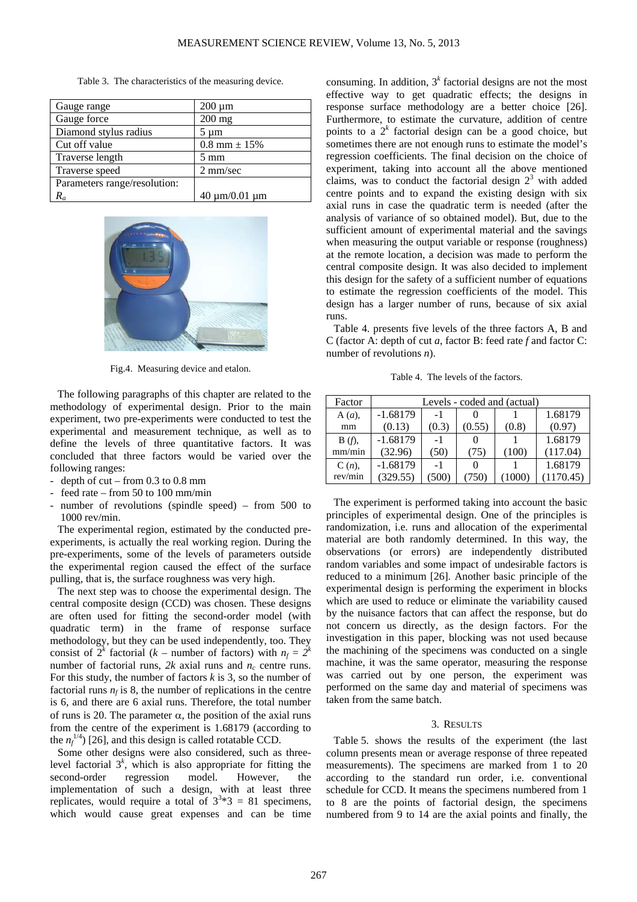Table 3. The characteristics of the measuring device.

| Gauge range | 200 µm |
|---|---|
| Gauge force | 200 mg |
| Diamond stylus radius | 5 µm |
| Cut off value | 0.8 mm ± 15% |
| Traverse length | 5 mm |
| Traverse speed | 2 mm/sec |
| Parameters range/resolution: $R_a$ | 40 µm/0.01 µm |

Fig.4. Measuring device and etalon.

The following paragraphs of this chapter are related to the methodology of experimental design. Prior to the main experiment, two pre-experiments were conducted to test the experimental and measurement technique, as well as to define the levels of three quantitative factors. It was concluded that three factors would be varied over the following ranges:

- depth of cut – from 0.3 to 0.8 mm
- feed rate – from 50 to 100 mm/min
- number of revolutions (spindle speed) – from 500 to 1000 rev/min.

The experimental region, estimated by the conducted pre-experiments, is actually the real working region. During the pre-experiments, some of the levels of parameters outside the experimental region caused the effect of the surface pulling, that is, the surface roughness was very high.

The next step was to choose the experimental design. The central composite design (CCD) was chosen. These designs are often used for fitting the second-order model (with quadratic term) in the frame of response surface methodology, but they can be used independently, too. They consist of $2^k$ factorial ($k$ – number of factors) with $n_f = 2^k$ number of factorial runs, $2k$ axial runs and $n_c$ centre runs. For this study, the number of factors $k$ is 3, so the number of factorial runs $n_f$ is 8, the number of replications in the centre is 6, and there are 6 axial runs. Therefore, the total number of runs is 20. The parameter $\alpha$, the position of the axial runs from the centre of the experiment is 1.68179 (according to the $n_f^{1/4}$) [26], and this design is called rotatable CCD.

Some other designs were also considered, such as three-level factorial $3^k$, which is also appropriate for fitting the second-order regression model. However, the implementation of such a design, with at least three replicates, would require a total of $3^3*3 = 81$ specimens, which would cause great expenses and can be time consuming. In addition, $3^k$ factorial designs are not the most effective way to get quadratic effects; the designs in response surface methodology are a better choice [26]. Furthermore, to estimate the curvature, addition of centre points to a $2^k$ factorial design can be a good choice, but sometimes there are not enough runs to estimate the model's regression coefficients. The final decision on the choice of experiment, taking into account all the above mentioned claims, was to conduct the factorial design $2^3$ with added centre points and to expand the existing design with six axial runs in case the quadratic term is needed (after the analysis of variance of so obtained model). But, due to the sufficient amount of experimental material and the savings when measuring the output variable or response (roughness) at the remote location, a decision was made to perform the central composite design. It was also decided to implement this design for the safety of a sufficient number of equations to estimate the regression coefficients of the model. This design has a larger number of runs, because of six axial runs.

Table 4. presents five levels of the three factors A, B and C (factor A: depth of cut $a$, factor B: feed rate $f$ and factor C: number of revolutions $n$).

Table 4. The levels of the factors.

| Factor | Levels - coded and (actual) | | | | |
|---|---|---|---|---|---|
| A ($a$), mm | -1.68179 (0.13) | -1 (0.3) | 0 (0.55) | 1 (0.8) | 1.68179 (0.97) |
| B ($f$), mm/min | -1.68179 (32.96) | -1 (50) | 0 (75) | 1 (100) | 1.68179 (117.04) |
| C ($n$), rev/min | -1.68179 (329.55) | -1 (500) | 0 (750) | 1 (1000) | 1.68179 (1170.45) |

The experiment is performed taking into account the basic principles of experimental design. One of the principles is randomization, i.e. runs and allocation of the experimental material are both randomly determined. In this way, the observations (or errors) are independently distributed random variables and some impact of undesirable factors is reduced to a minimum [26]. Another basic principle of the experimental design is performing the experiment in blocks which are used to reduce or eliminate the variability caused by the nuisance factors that can affect the response, but do not concern us directly, as the design factors. For the investigation in this paper, blocking was not used because the machining of the specimens was conducted on a single machine, it was the same operator, measuring the response was carried out by one person, the experiment was performed on the same day and material of specimens was taken from the same batch.

## 3. Results

Table 5. shows the results of the experiment (the last column presents mean or average response of three repeated measurements). The specimens are marked from 1 to 20 according to the standard run order, i.e. conventional schedule for CCD. It means the specimens numbered from 1 to 8 are the points of factorial design, the specimens numbered from 9 to 14 are the axial points and finally, the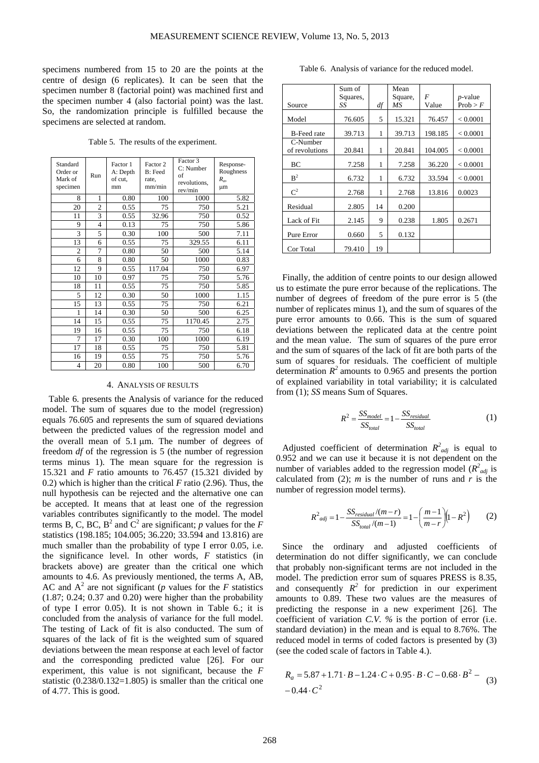specimens numbered from 15 to 20 are the points at the centre of design (6 replicates). It can be seen that the specimen number 8 (factorial point) was machined first and the specimen number 4 (also factorial point) was the last. So, the randomization principle is fulfilled because the specimens are selected at random.

Table 5. The results of the experiment.

| Standard Order or Mark of specimen | Run | Factor 1 A: Depth of cut, mm | Factor 2 B: Feed rate, mm/min | Factor 3 C: Number of revolutions, rev/min | Response-Roughness $R_a$, μm |
|---|---|---|---|---|---|
| 8 | 1 | 0.80 | 100 | 1000 | 5.82 |
| 20 | 2 | 0.55 | 75 | 750 | 5.21 |
| 11 | 3 | 0.55 | 32.96 | 750 | 0.52 |
| 9 | 4 | 0.13 | 75 | 750 | 5.86 |
| 3 | 5 | 0.30 | 100 | 500 | 7.11 |
| 13 | 6 | 0.55 | 75 | 329.55 | 6.11 |
| 2 | 7 | 0.80 | 50 | 500 | 5.14 |
| 6 | 8 | 0.80 | 50 | 1000 | 0.83 |
| 12 | 9 | 0.55 | 117.04 | 750 | 6.97 |
| 10 | 10 | 0.97 | 75 | 750 | 5.76 |
| 18 | 11 | 0.55 | 75 | 750 | 5.85 |
| 5 | 12 | 0.30 | 50 | 1000 | 1.15 |
| 15 | 13 | 0.55 | 75 | 750 | 6.21 |
| 1 | 14 | 0.30 | 50 | 500 | 6.25 |
| 14 | 15 | 0.55 | 75 | 1170.45 | 2.75 |
| 19 | 16 | 0.55 | 75 | 750 | 6.18 |
| 7 | 17 | 0.30 | 100 | 1000 | 6.19 |
| 17 | 18 | 0.55 | 75 | 750 | 5.81 |
| 16 | 19 | 0.55 | 75 | 750 | 5.76 |
| 4 | 20 | 0.80 | 100 | 500 | 6.70 |

## 4. Analysis of results

Table 6. presents the Analysis of variance for the reduced model. The sum of squares due to the model (regression) equals 76.605 and represents the sum of squared deviations between the predicted values of the regression model and the overall mean of 5.1 μm. The number of degrees of freedom *df* of the regression is 5 (the number of regression terms minus 1). The mean square for the regression is 15.321 and *F* ratio amounts to 76.457 (15.321 divided by 0.2) which is higher than the critical *F* ratio (2.96). Thus, the null hypothesis can be rejected and the alternative one can be accepted. It means that at least one of the regression variables contributes significantly to the model. The model terms B, C, BC, $B^2$ and $C^2$ are significant; *p* values for the *F* statistics (198.185; 104.005; 36.220; 33.594 and 13.816) are much smaller than the probability of type I error 0.05, i.e. the significance level. In other words, *F* statistics (in brackets above) are greater than the critical one which amounts to 4.6. As previously mentioned, the terms A, AB, AC and $A^2$ are not significant (*p* values for the *F* statistics (1.87; 0.24; 0.37 and 0.20) were higher than the probability of type I error 0.05). It is not shown in Table 6.; it is concluded from the analysis of variance for the full model. The testing of Lack of fit is also conducted. The sum of squares of the lack of fit is the weighted sum of squared deviations between the mean response at each level of factor and the corresponding predicted value [26]. For our experiment, this value is not significant, because the *F* statistic (0.238/0.132=1.805) is smaller than the critical one of 4.77. This is good.

Table 6. Analysis of variance for the reduced model.

| Source | Sum of Squares, *SS* | *df* | Mean Square, *MS* | *F* Value | *p*-value Prob > *F* |
|---|---|---|---|---|---|
| Model | 76.605 | 5 | 15.321 | 76.457 | < 0.0001 |
| B-Feed rate | 39.713 | 1 | 39.713 | 198.185 | < 0.0001 |
| C-Number of revolutions | 20.841 | 1 | 20.841 | 104.005 | < 0.0001 |
| BC | 7.258 | 1 | 7.258 | 36.220 | < 0.0001 |
| $B^2$ | 6.732 | 1 | 6.732 | 33.594 | < 0.0001 |
| $C^2$ | 2.768 | 1 | 2.768 | 13.816 | 0.0023 |
| Residual | 2.805 | 14 | 0.200 | | |
| Lack of Fit | 2.145 | 9 | 0.238 | 1.805 | 0.2671 |
| Pure Error | 0.660 | 5 | 0.132 | | |
| Cor Total | 79.410 | 19 | | | |

Finally, the addition of centre points to our design allowed us to estimate the pure error because of the replications. The number of degrees of freedom of the pure error is 5 (the number of replicates minus 1), and the sum of squares of the pure error amounts to 0.66. This is the sum of squared deviations between the replicated data at the centre point and the mean value. The sum of squares of the pure error and the sum of squares of the lack of fit are both parts of the sum of squares for residuals. The coefficient of multiple determination $R^2$ amounts to 0.965 and presents the portion of explained variability in total variability; it is calculated from (1); *SS* means Sum of Squares.

$$R^2 = \frac{SS_{model}}{SS_{total}} = 1 - \frac{SS_{residual}}{SS_{total}} \tag{1}$$

Adjusted coefficient of determination $R^2_{adj}$ is equal to 0.952 and we can use it because it is not dependent on the number of variables added to the regression model ($R^2_{adj}$ is calculated from (2); *m* is the number of runs and *r* is the number of regression model terms).

$$R^2_{adj} = 1 - \frac{SS_{residual}/(m-r)}{SS_{total}/(m-1)} = 1 - \left(\frac{m-1}{m-r}\right)\left(1-R^2\right) \tag{2}$$

Since the ordinary and adjusted coefficients of determination do not differ significantly, we can conclude that probably non-significant terms are not included in the model. The prediction error sum of squares PRESS is 8.35, and consequently $R^2$ for prediction in our experiment amounts to 0.89. These two values are the measures of predicting the response in a new experiment [26]. The coefficient of variation *C.V. %* is the portion of error (i.e. standard deviation) in the mean and is equal to 8.76%. The reduced model in terms of coded factors is presented by (3) (see the coded scale of factors in Table 4.).

$$R_a = 5.87 + 1.71 \cdot B - 1.24 \cdot C + 0.95 \cdot B \cdot C - 0.68 \cdot B^2 - 0.44 \cdot C^2 \tag{3}$$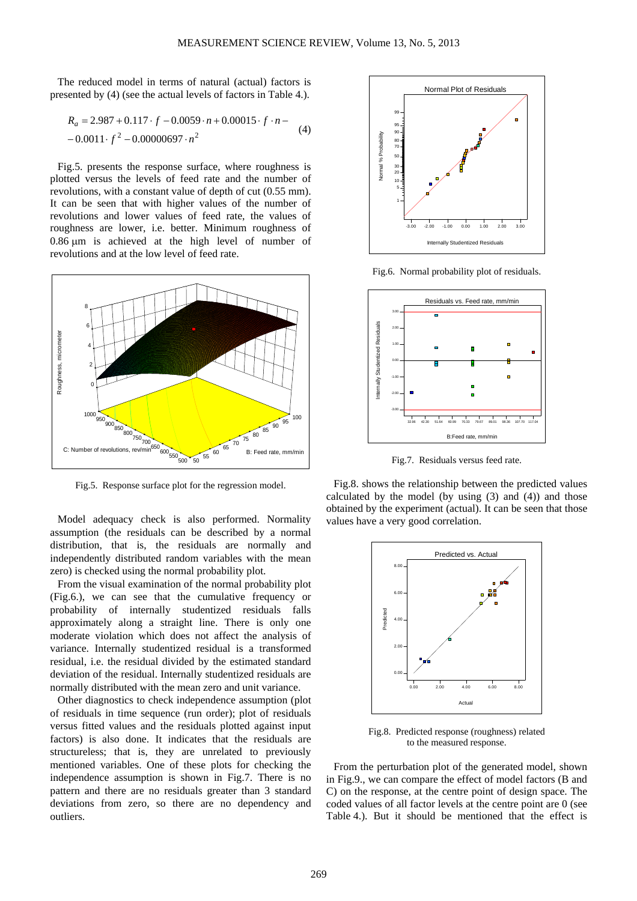The reduced model in terms of natural (actual) factors is presented by (4) (see the actual levels of factors in Table 4.).

$$R_a = 2.987 + 0.117 \cdot f - 0.0059 \cdot n + 0.00015 \cdot f \cdot n - 0.0011 \cdot f^2 - 0.00000697 \cdot n^2 \quad (4)$$

Fig.5. presents the response surface, where roughness is plotted versus the levels of feed rate and the number of revolutions, with a constant value of depth of cut (0.55 mm). It can be seen that with higher values of the number of revolutions and lower values of feed rate, the values of roughness are lower, i.e. better. Minimum roughness of 0.86 μm is achieved at the high level of number of revolutions and at the low level of feed rate.

Fig.5. Response surface plot for the regression model.

Model adequacy check is also performed. Normality assumption (the residuals can be described by a normal distribution, that is, the residuals are normally and independently distributed random variables with the mean zero) is checked using the normal probability plot.

From the visual examination of the normal probability plot (Fig.6.), we can see that the cumulative frequency or probability of internally studentized residuals falls approximately along a straight line. There is only one moderate violation which does not affect the analysis of variance. Internally studentized residual is a transformed residual, i.e. the residual divided by the estimated standard deviation of the residual. Internally studentized residuals are normally distributed with the mean zero and unit variance.

Other diagnostics to check independence assumption (plot of residuals in time sequence (run order); plot of residuals versus fitted values and the residuals plotted against input factors) is also done. It indicates that the residuals are structureless; that is, they are unrelated to previously mentioned variables. One of these plots for checking the independence assumption is shown in Fig.7. There is no pattern and there are no residuals greater than 3 standard deviations from zero, so there are no dependency and outliers.

Fig.6. Normal probability plot of residuals.

Fig.7. Residuals versus feed rate.

Fig.8. shows the relationship between the predicted values calculated by the model (by using (3) and (4)) and those obtained by the experiment (actual). It can be seen that those values have a very good correlation.

Fig.8. Predicted response (roughness) related to the measured response.

From the perturbation plot of the generated model, shown in Fig.9., we can compare the effect of model factors (B and C) on the response, at the centre point of design space. The coded values of all factor levels at the centre point are 0 (see Table 4.). But it should be mentioned that the effect is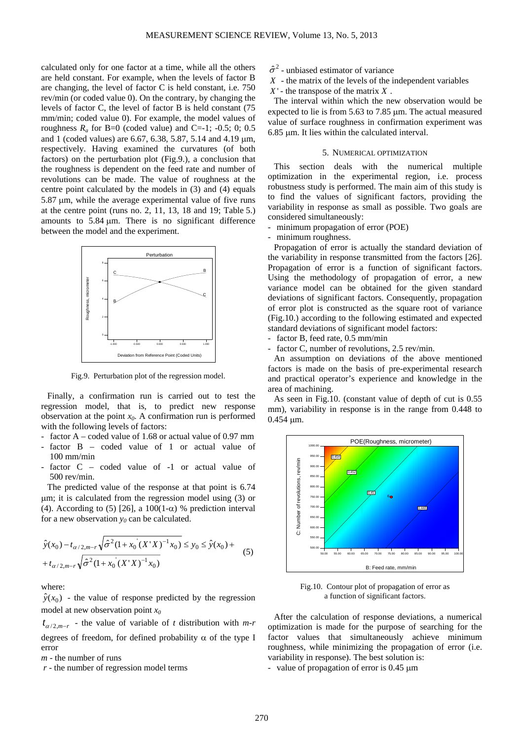calculated only for one factor at a time, while all the others are held constant. For example, when the levels of factor B are changing, the level of factor C is held constant, i.e. 750 rev/min (or coded value 0). On the contrary, by changing the levels of factor C, the level of factor B is held constant (75 mm/min; coded value 0). For example, the model values of roughness $R_a$ for B=0 (coded value) and C=-1; -0.5; 0; 0.5 and 1 (coded values) are 6.67, 6.38, 5.87, 5.14 and 4.19 μm, respectively. Having examined the curvatures (of both factors) on the perturbation plot (Fig.9.), a conclusion that the roughness is dependent on the feed rate and number of revolutions can be made. The value of roughness at the centre point calculated by the models in (3) and (4) equals 5.87 μm, while the average experimental value of five runs at the centre point (runs no. 2, 11, 13, 18 and 19; Table 5.) amounts to 5.84 μm. There is no significant difference between the model and the experiment.

Fig.9. Perturbation plot of the regression model.

Finally, a confirmation run is carried out to test the regression model, that is, to predict new response observation at the point $x_0$. A confirmation run is performed with the following levels of factors:

- factor A – coded value of 1.68 or actual value of 0.97 mm
- factor B – coded value of 1 or actual value of 100 mm/min
- factor C – coded value of -1 or actual value of 500 rev/min.

The predicted value of the response at that point is 6.74 μm; it is calculated from the regression model using (3) or (4). According to (5) [26], a 100(1-α) % prediction interval for a new observation $y_0$ can be calculated.

$$\hat{y}(x_0) - t_{\alpha/2,m-r}\sqrt{\hat{\sigma}^2(1 + x_0^{'}(X'X)^{-1}x_0)} \leq y_0 \leq \hat{y}(x_0) + t_{\alpha/2,m-r}\sqrt{\hat{\sigma}^2(1 + x_0^{'}(X'X)^{-1}x_0)} \quad (5)$$

where:

$\hat{y}(x_0)$ - the value of response predicted by the regression model at new observation point $x_0$

$t_{\alpha/2,m-r}$ - the value of variable of $t$ distribution with $m$-$r$ degrees of freedom, for defined probability α of the type I error

$m$ - the number of runs

$r$ - the number of regression model terms

$\hat{\sigma}^2$ - unbiased estimator of variance

$X$ - the matrix of the levels of the independent variables

$X'$ - the transpose of the matrix $X$.

The interval within which the new observation would be expected to lie is from 5.63 to 7.85 μm. The actual measured value of surface roughness in confirmation experiment was 6.85 μm. It lies within the calculated interval.

## 5. Numerical optimization

This section deals with the numerical multiple optimization in the experimental region, i.e. process robustness study is performed. The main aim of this study is to find the values of significant factors, providing the variability in response as small as possible. Two goals are considered simultaneously:

- minimum propagation of error (POE)
- minimum roughness.

Propagation of error is actually the standard deviation of the variability in response transmitted from the factors [26]. Propagation of error is a function of significant factors. Using the methodology of propagation of error, a new variance model can be obtained for the given standard deviations of significant factors. Consequently, propagation of error plot is constructed as the square root of variance (Fig.10.) according to the following estimated and expected standard deviations of significant model factors:

- factor B, feed rate, 0.5 mm/min
- factor C, number of revolutions, 2.5 rev/min.

An assumption on deviations of the above mentioned factors is made on the basis of pre-experimental research and practical operator's experience and knowledge in the area of machining.

As seen in Fig.10. (constant value of depth of cut is 0.55 mm), variability in response is in the range from 0.448 to 0.454 μm.

Fig.10. Contour plot of propagation of error as a function of significant factors.

After the calculation of response deviations, a numerical optimization is made for the purpose of searching for the factor values that simultaneously achieve minimum roughness, while minimizing the propagation of error (i.e. variability in response). The best solution is:

- value of propagation of error is 0.45 μm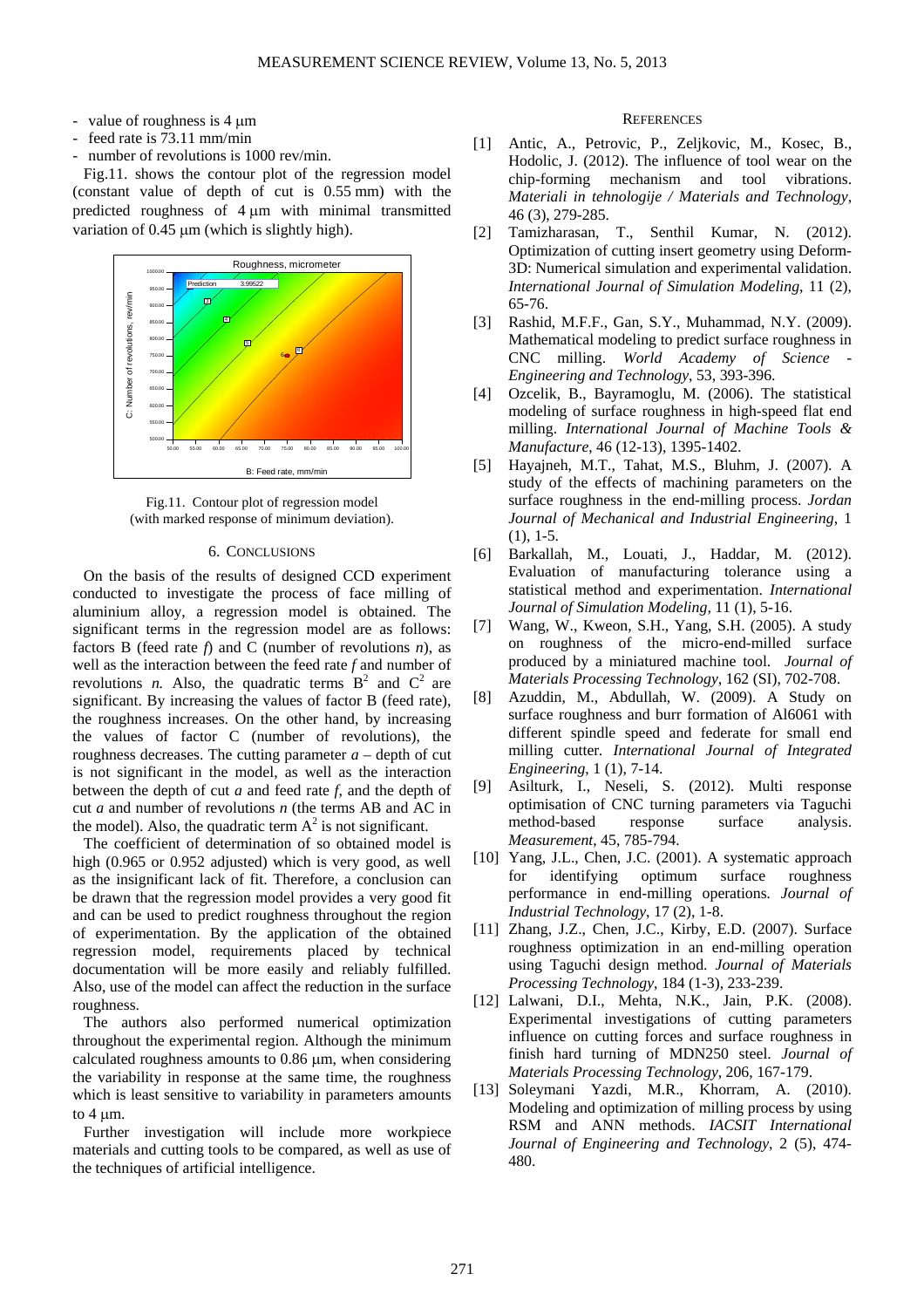- value of roughness is 4 μm
- feed rate is 73.11 mm/min
- number of revolutions is 1000 rev/min.

Fig.11. shows the contour plot of the regression model (constant value of depth of cut is 0.55 mm) with the predicted roughness of 4 μm with minimal transmitted variation of 0.45 μm (which is slightly high).

Fig.11. Contour plot of regression model (with marked response of minimum deviation).

## 6. CONCLUSIONS

On the basis of the results of designed CCD experiment conducted to investigate the process of face milling of aluminium alloy, a regression model is obtained. The significant terms in the regression model are as follows: factors B (feed rate *f*) and C (number of revolutions *n*), as well as the interaction between the feed rate *f* and number of revolutions *n.* Also, the quadratic terms $B^2$ and $C^2$ are significant. By increasing the values of factor B (feed rate), the roughness increases. On the other hand, by increasing the values of factor C (number of revolutions), the roughness decreases. The cutting parameter *a* – depth of cut is not significant in the model, as well as the interaction between the depth of cut *a* and feed rate *f*, and the depth of cut *a* and number of revolutions *n* (the terms AB and AC in the model). Also, the quadratic term $A^2$ is not significant.

The coefficient of determination of so obtained model is high (0.965 or 0.952 adjusted) which is very good, as well as the insignificant lack of fit. Therefore, a conclusion can be drawn that the regression model provides a very good fit and can be used to predict roughness throughout the region of experimentation. By the application of the obtained regression model, requirements placed by technical documentation will be more easily and reliably fulfilled. Also, use of the model can affect the reduction in the surface roughness.

The authors also performed numerical optimization throughout the experimental region. Although the minimum calculated roughness amounts to 0.86 μm, when considering the variability in response at the same time, the roughness which is least sensitive to variability in parameters amounts to 4 μm.

Further investigation will include more workpiece materials and cutting tools to be compared, as well as use of the techniques of artificial intelligence.

## REFERENCES

[1] Antic, A., Petrovic, P., Zeljkovic, M., Kosec, B., Hodolic, J. (2012). The influence of tool wear on the chip-forming mechanism and tool vibrations. *Materiali in tehnologije / Materials and Technology*, 46 (3), 279-285.

[2] Tamizharasan, T., Senthil Kumar, N. (2012). Optimization of cutting insert geometry using Deform-3D: Numerical simulation and experimental validation. *International Journal of Simulation Modeling*, 11 (2), 65-76.

[3] Rashid, M.F.F., Gan, S.Y., Muhammad, N.Y. (2009). Mathematical modeling to predict surface roughness in CNC milling. *World Academy of Science - Engineering and Technology*, 53, 393-396.

[4] Ozcelik, B., Bayramoglu, M. (2006). The statistical modeling of surface roughness in high-speed flat end milling. *International Journal of Machine Tools & Manufacture*, 46 (12-13), 1395-1402.

[5] Hayajneh, M.T., Tahat, M.S., Bluhm, J. (2007). A study of the effects of machining parameters on the surface roughness in the end-milling process. *Jordan Journal of Mechanical and Industrial Engineering*, 1 (1), 1-5.

[6] Barkallah, M., Louati, J., Haddar, M. (2012). Evaluation of manufacturing tolerance using a statistical method and experimentation. *International Journal of Simulation Modeling*, 11 (1), 5-16.

[7] Wang, W., Kweon, S.H., Yang, S.H. (2005). A study on roughness of the micro-end-milled surface produced by a miniatured machine tool. *Journal of Materials Processing Technology*, 162 (SI), 702-708.

[8] Azuddin, M., Abdullah, W. (2009). A Study on surface roughness and burr formation of Al6061 with different spindle speed and federate for small end milling cutter. *International Journal of Integrated Engineering*, 1 (1), 7-14.

[9] Asilturk, I., Neseli, S. (2012). Multi response optimisation of CNC turning parameters via Taguchi method-based response surface analysis. *Measurement*, 45, 785-794.

[10] Yang, J.L., Chen, J.C. (2001). A systematic approach for identifying optimum surface roughness performance in end-milling operations. *Journal of Industrial Technology*, 17 (2), 1-8.

[11] Zhang, J.Z., Chen, J.C., Kirby, E.D. (2007). Surface roughness optimization in an end-milling operation using Taguchi design method. *Journal of Materials Processing Technology*, 184 (1-3), 233-239.

[12] Lalwani, D.I., Mehta, N.K., Jain, P.K. (2008). Experimental investigations of cutting parameters influence on cutting forces and surface roughness in finish hard turning of MDN250 steel. *Journal of Materials Processing Technology*, 206, 167-179.

[13] Soleymani Yazdi, M.R., Khorram, A. (2010). Modeling and optimization of milling process by using RSM and ANN methods. *IACSIT International Journal of Engineering and Technology*, 2 (5), 474-480.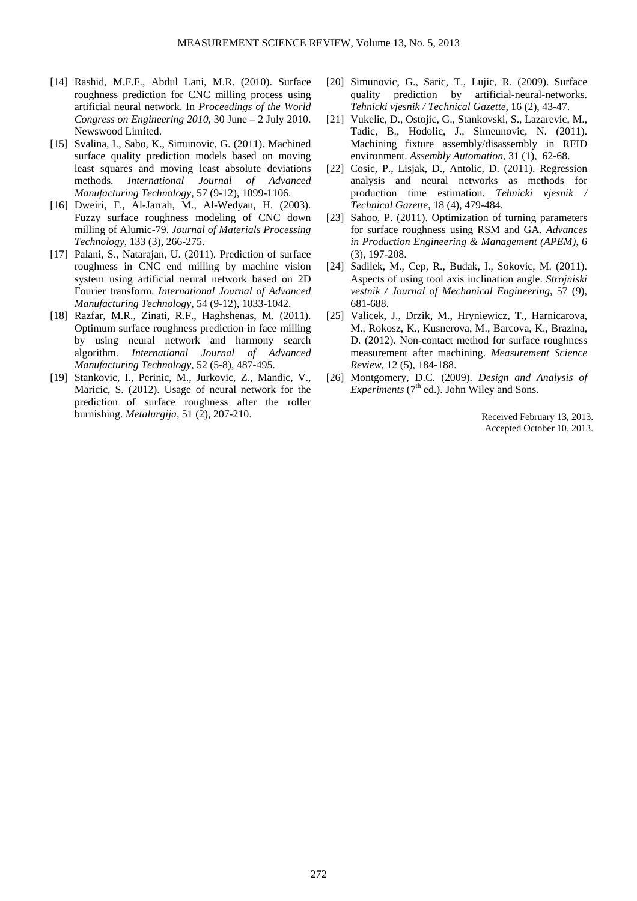[14] Rashid, M.F.F., Abdul Lani, M.R. (2010). Surface roughness prediction for CNC milling process using artificial neural network. In *Proceedings of the World Congress on Engineering 2010*, 30 June – 2 July 2010. Newswood Limited.

[15] Svalina, I., Sabo, K., Simunovic, G. (2011). Machined surface quality prediction models based on moving least squares and moving least absolute deviations methods. *International Journal of Advanced Manufacturing Technology*, 57 (9-12), 1099-1106.

[16] Dweiri, F., Al-Jarrah, M., Al-Wedyan, H. (2003). Fuzzy surface roughness modeling of CNC down milling of Alumic-79. *Journal of Materials Processing Technology*, 133 (3), 266-275.

[17] Palani, S., Natarajan, U. (2011). Prediction of surface roughness in CNC end milling by machine vision system using artificial neural network based on 2D Fourier transform. *International Journal of Advanced Manufacturing Technology*, 54 (9-12), 1033-1042.

[18] Razfar, M.R., Zinati, R.F., Haghshenas, M. (2011). Optimum surface roughness prediction in face milling by using neural network and harmony search algorithm. *International Journal of Advanced Manufacturing Technology*, 52 (5-8), 487-495.

[19] Stankovic, I., Perinic, M., Jurkovic, Z., Mandic, V., Maricic, S. (2012). Usage of neural network for the prediction of surface roughness after the roller burnishing. *Metalurgija*, 51 (2), 207-210.

[20] Simunovic, G., Saric, T., Lujic, R. (2009). Surface quality prediction by artificial-neural-networks. *Tehnicki vjesnik / Technical Gazette*, 16 (2), 43-47.

[21] Vukelic, D., Ostojic, G., Stankovski, S., Lazarevic, M., Tadic, B., Hodolic, J., Simeunovic, N. (2011). Machining fixture assembly/disassembly in RFID environment. *Assembly Automation*, 31 (1), 62-68.

[22] Cosic, P., Lisjak, D., Antolic, D. (2011). Regression analysis and neural networks as methods for production time estimation. *Tehnicki vjesnik / Technical Gazette*, 18 (4), 479-484.

[23] Sahoo, P. (2011). Optimization of turning parameters for surface roughness using RSM and GA. *Advances in Production Engineering & Management (APEM)*, 6 (3), 197-208.

[24] Sadilek, M., Cep, R., Budak, I., Sokovic, M. (2011). Aspects of using tool axis inclination angle. *Strojniski vestnik / Journal of Mechanical Engineering*, 57 (9), 681-688.

[25] Valicek, J., Drzik, M., Hryniewicz, T., Harnicarova, M., Rokosz, K., Kusnerova, M., Barcova, K., Brazina, D. (2012). Non-contact method for surface roughness measurement after machining. *Measurement Science Review*, 12 (5), 184-188.

[26] Montgomery, D.C. (2009). *Design and Analysis of Experiments* (7th ed.). John Wiley and Sons.

Received February 13, 2013.
Accepted October 10, 2013.